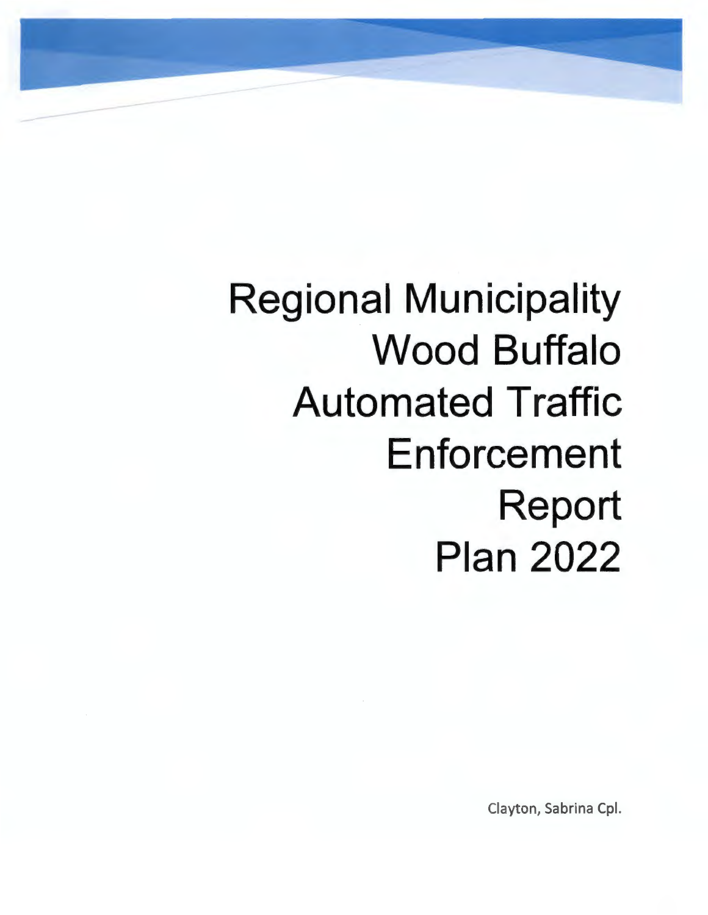# Regional Municipality Wood Buffalo Automated Traffic Enforcement Report Plan 2022

Clayton, Sabrina Cpl.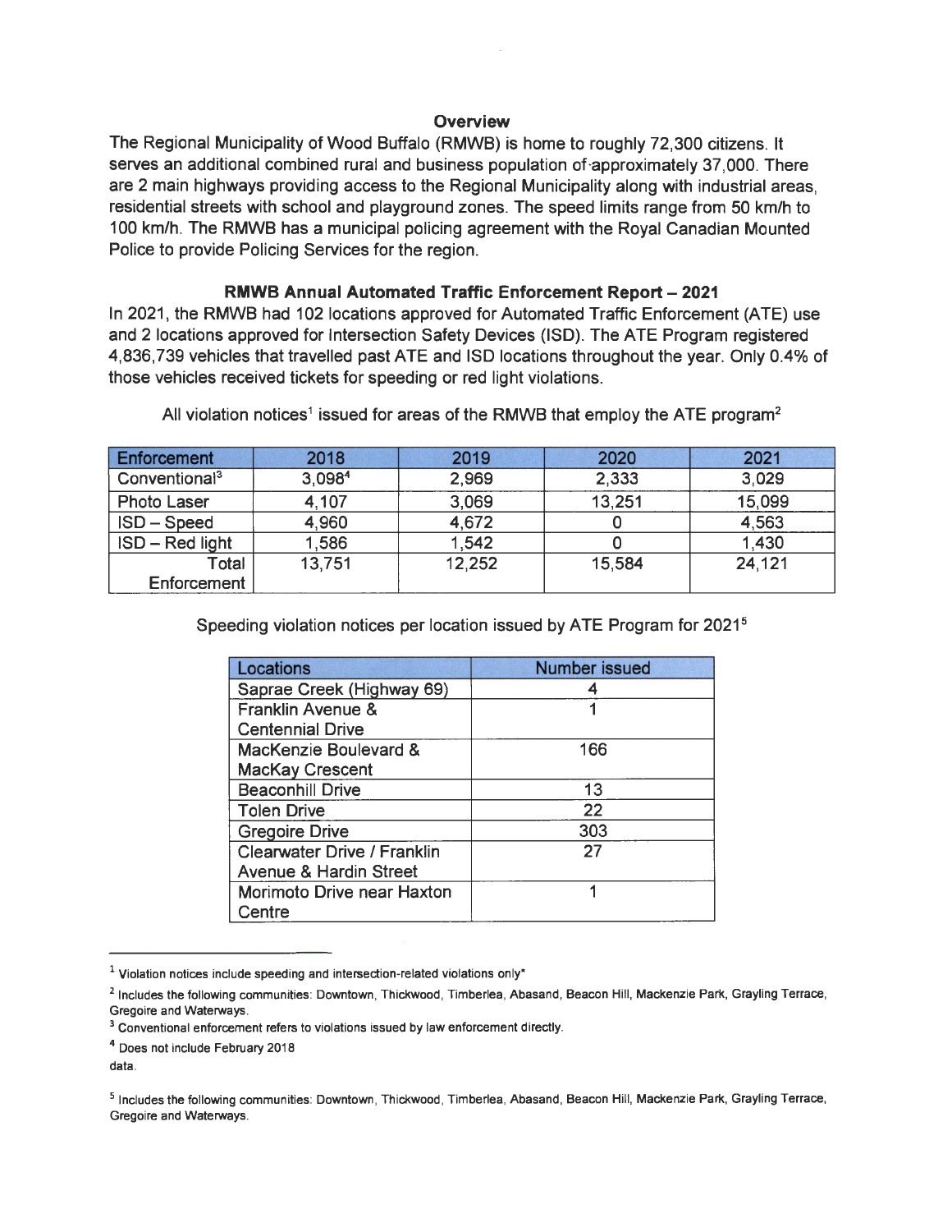## Overview

The Regional Municipality of Wood Buffalo (RMWB) is home to roughly 72,300 citizens. It serves an additional combined rural and business population of approximately 37,000. There are 2 main highways providing access to the Regional Municipality along with industrial areas, residential streets with school and playground zones. The speed limits range from 50 km/h to 100 km/h. The RMWB has a municipal policing agreement with the Royal Canadian Mounted Police to provide Policing Services for the region.

## RMWB Annual Automated Traffic Enforcement Report – 2021

In 2021, the RMWB had 102 locations approved for Automated Traffic Enforcement (ATE) use and 2 locations approved for Intersection Safety Devices (ISD). The ATE Program registered 4,836,739 vehicles that travelled past ATE and ISD locations throughout the year. Only 0.4% of those vehicles received tickets for speeding or red light violations.

All violation notices[1] issued for areas of the RMWB that employ the ATE program[2]

| Enforcement | 2018 | 2019 | 2020 | 2021 |
|---|---|---|---|---|
| Conventional[3] | 3,098[4] | 2,969 | 2,333 | 3,029 |
| Photo Laser | 4,107 | 3,069 | 13,251 | 15,099 |
| ISD – Speed | 4,960 | 4,672 | 0 | 4,563 |
| ISD – Red light | 1,586 | 1,542 | 0 | 1,430 |
| Total Enforcement | 13,751 | 12,252 | 15,584 | 24,121 |

Speeding violation notices per location issued by ATE Program for 2021[5]

| Locations | Number issued |
|---|---|
| Saprae Creek (Highway 69) | 4 |
| Franklin Avenue & Centennial Drive | 1 |
| MacKenzie Boulevard & MacKay Crescent | 166 |
| Beaconhill Drive | 13 |
| Tolen Drive | 22 |
| Gregoire Drive | 303 |
| Clearwater Drive / Franklin Avenue & Hardin Street | 27 |
| Morimoto Drive near Haxton Centre | 1 |

---

[1] Violation notices include speeding and intersection-related violations only*

[2] Includes the following communities: Downtown, Thickwood, Timberlea, Abasand, Beacon Hill, Mackenzie Park, Grayling Terrace, Gregoire and Waterways.

[3] Conventional enforcement refers to violations issued by law enforcement directly.

[4] Does not include February 2018 data.

[5] Includes the following communities: Downtown, Thickwood, Timberlea, Abasand, Beacon Hill, Mackenzie Park, Grayling Terrace, Gregoire and Waterways.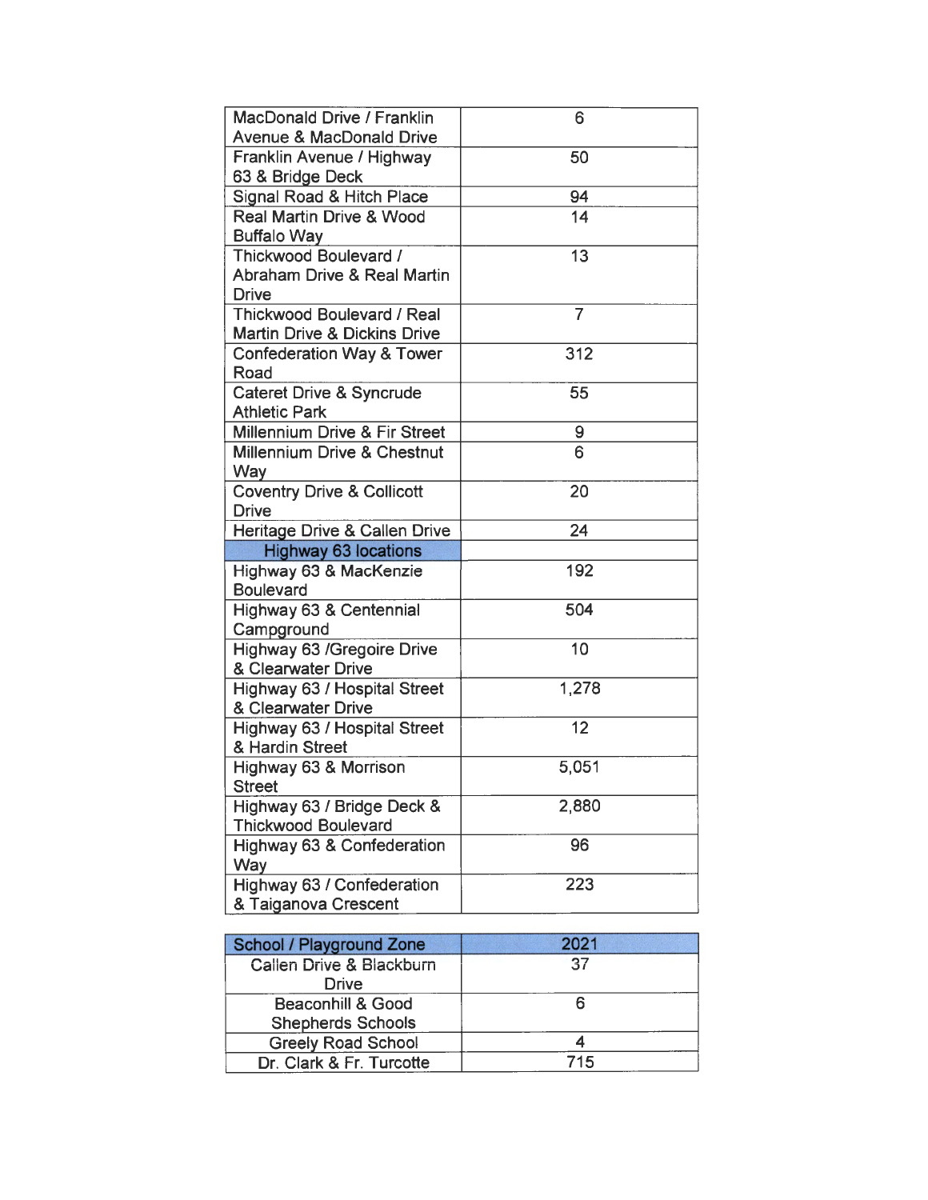| | |
|---|---|
| MacDonald Drive / Franklin Avenue & MacDonald Drive | 6 |
| Franklin Avenue / Highway 63 & Bridge Deck | 50 |
| Signal Road & Hitch Place | 94 |
| Real Martin Drive & Wood Buffalo Way | 14 |
| Thickwood Boulevard / Abraham Drive & Real Martin Drive | 13 |
| Thickwood Boulevard / Real Martin Drive & Dickins Drive | 7 |
| Confederation Way & Tower Road | 312 |
| Cateret Drive & Syncrude Athletic Park | 55 |
| Millennium Drive & Fir Street | 9 |
| Millennium Drive & Chestnut Way | 6 |
| Coventry Drive & Collicott Drive | 20 |
| Heritage Drive & Callen Drive | 24 |
| **Highway 63 locations** | |
| Highway 63 & MacKenzie Boulevard | 192 |
| Highway 63 & Centennial Campground | 504 |
| Highway 63 /Gregoire Drive & Clearwater Drive | 10 |
| Highway 63 / Hospital Street & Clearwater Drive | 1,278 |
| Highway 63 / Hospital Street & Hardin Street | 12 |
| Highway 63 & Morrison Street | 5,051 |
| Highway 63 / Bridge Deck & Thickwood Boulevard | 2,880 |
| Highway 63 & Confederation Way | 96 |
| Highway 63 / Confederation & Taiganova Crescent | 223 |

| School / Playground Zone | 2021 |
|---|---|
| Callen Drive & Blackburn Drive | 37 |
| Beaconhill & Good Shepherds Schools | 6 |
| Greely Road School | 4 |
| Dr. Clark & Fr. Turcotte | 715 |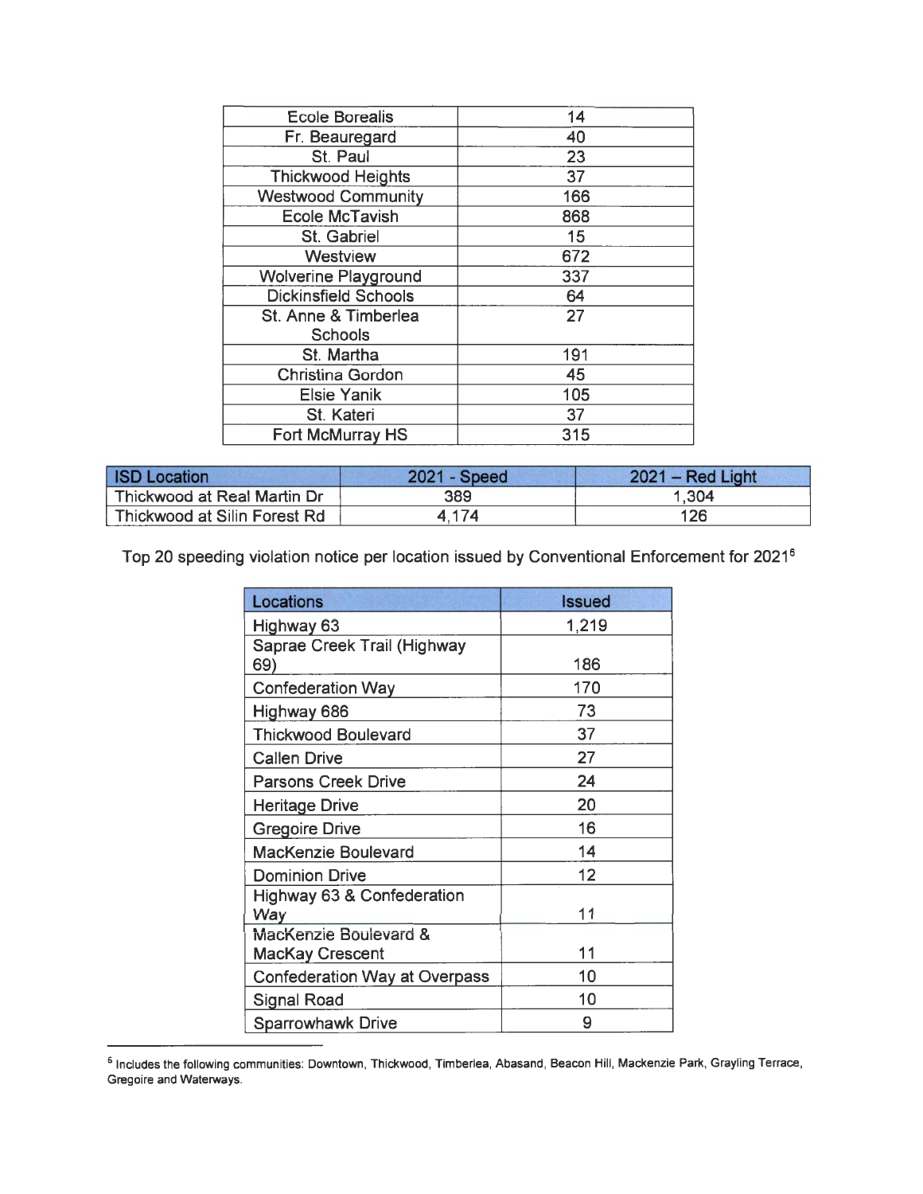| | |
|---|---|
| Ecole Borealis | 14 |
| Fr. Beauregard | 40 |
| St. Paul | 23 |
| Thickwood Heights | 37 |
| Westwood Community | 166 |
| Ecole McTavish | 868 |
| St. Gabriel | 15 |
| Westview | 672 |
| Wolverine Playground | 337 |
| Dickinsfield Schools | 64 |
| St. Anne & Timberlea Schools | 27 |
| St. Martha | 191 |
| Christina Gordon | 45 |
| Elsie Yanik | 105 |
| St. Kateri | 37 |
| Fort McMurray HS | 315 |

| ISD Location | 2021 - Speed | 2021 – Red Light |
|---|---|---|
| Thickwood at Real Martin Dr | 389 | 1,304 |
| Thickwood at Silin Forest Rd | 4,174 | 126 |

Top 20 speeding violation notice per location issued by Conventional Enforcement for 2021[6]

| Locations | Issued |
|---|---|
| Highway 63 | 1,219 |
| Saprae Creek Trail (Highway 69) | 186 |
| Confederation Way | 170 |
| Highway 686 | 73 |
| Thickwood Boulevard | 37 |
| Callen Drive | 27 |
| Parsons Creek Drive | 24 |
| Heritage Drive | 20 |
| Gregoire Drive | 16 |
| MacKenzie Boulevard | 14 |
| Dominion Drive | 12 |
| Highway 63 & Confederation Way | 11 |
| MacKenzie Boulevard & MacKay Crescent | 11 |
| Confederation Way at Overpass | 10 |
| Signal Road | 10 |
| Sparrowhawk Drive | 9 |

[6] Includes the following communities: Downtown, Thickwood, Timberlea, Abasand, Beacon Hill, Mackenzie Park, Grayling Terrace, Gregoire and Waterways.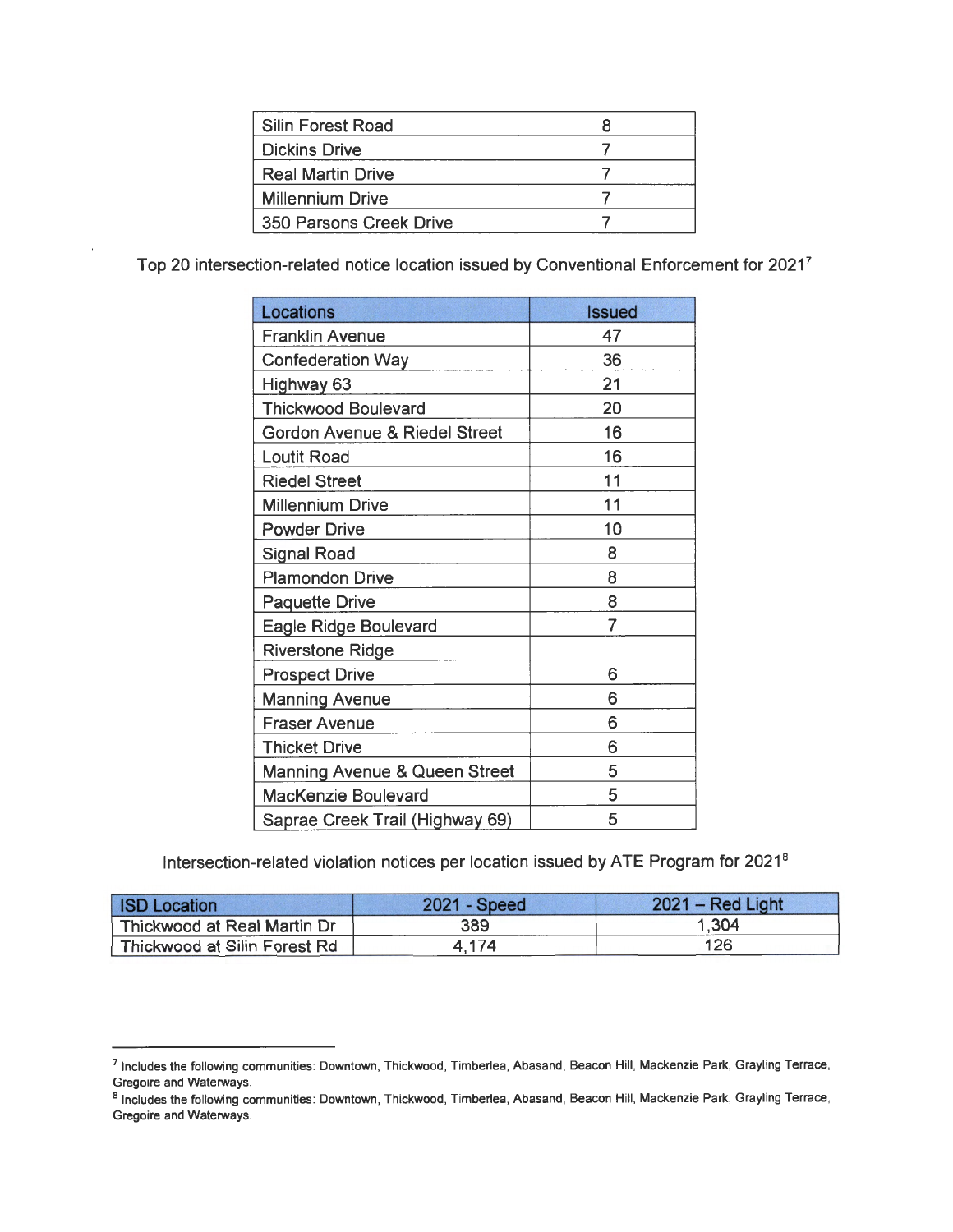| | |
|---|---|
| Silin Forest Road | 8 |
| Dickins Drive | 7 |
| Real Martin Drive | 7 |
| Millennium Drive | 7 |
| 350 Parsons Creek Drive | 7 |

Top 20 intersection-related notice location issued by Conventional Enforcement for 2021[7]

| Locations | Issued |
|---|---|
| Franklin Avenue | 47 |
| Confederation Way | 36 |
| Highway 63 | 21 |
| Thickwood Boulevard | 20 |
| Gordon Avenue & Riedel Street | 16 |
| Loutit Road | 16 |
| Riedel Street | 11 |
| Millennium Drive | 11 |
| Powder Drive | 10 |
| Signal Road | 8 |
| Plamondon Drive | 8 |
| Paquette Drive | 8 |
| Eagle Ridge Boulevard | 7 |
| Riverstone Ridge | |
| Prospect Drive | 6 |
| Manning Avenue | 6 |
| Fraser Avenue | 6 |
| Thicket Drive | 6 |
| Manning Avenue & Queen Street | 5 |
| MacKenzie Boulevard | 5 |
| Saprae Creek Trail (Highway 69) | 5 |

Intersection-related violation notices per location issued by ATE Program for 2021[8]

| ISD Location | 2021 - Speed | 2021 – Red Light |
|---|---|---|
| Thickwood at Real Martin Dr | 389 | 1,304 |
| Thickwood at Silin Forest Rd | 4,174 | 126 |

---

[7] Includes the following communities: Downtown, Thickwood, Timberlea, Abasand, Beacon Hill, Mackenzie Park, Grayling Terrace, Gregoire and Waterways.

[8] Includes the following communities: Downtown, Thickwood, Timberlea, Abasand, Beacon Hill, Mackenzie Park, Grayling Terrace, Gregoire and Waterways.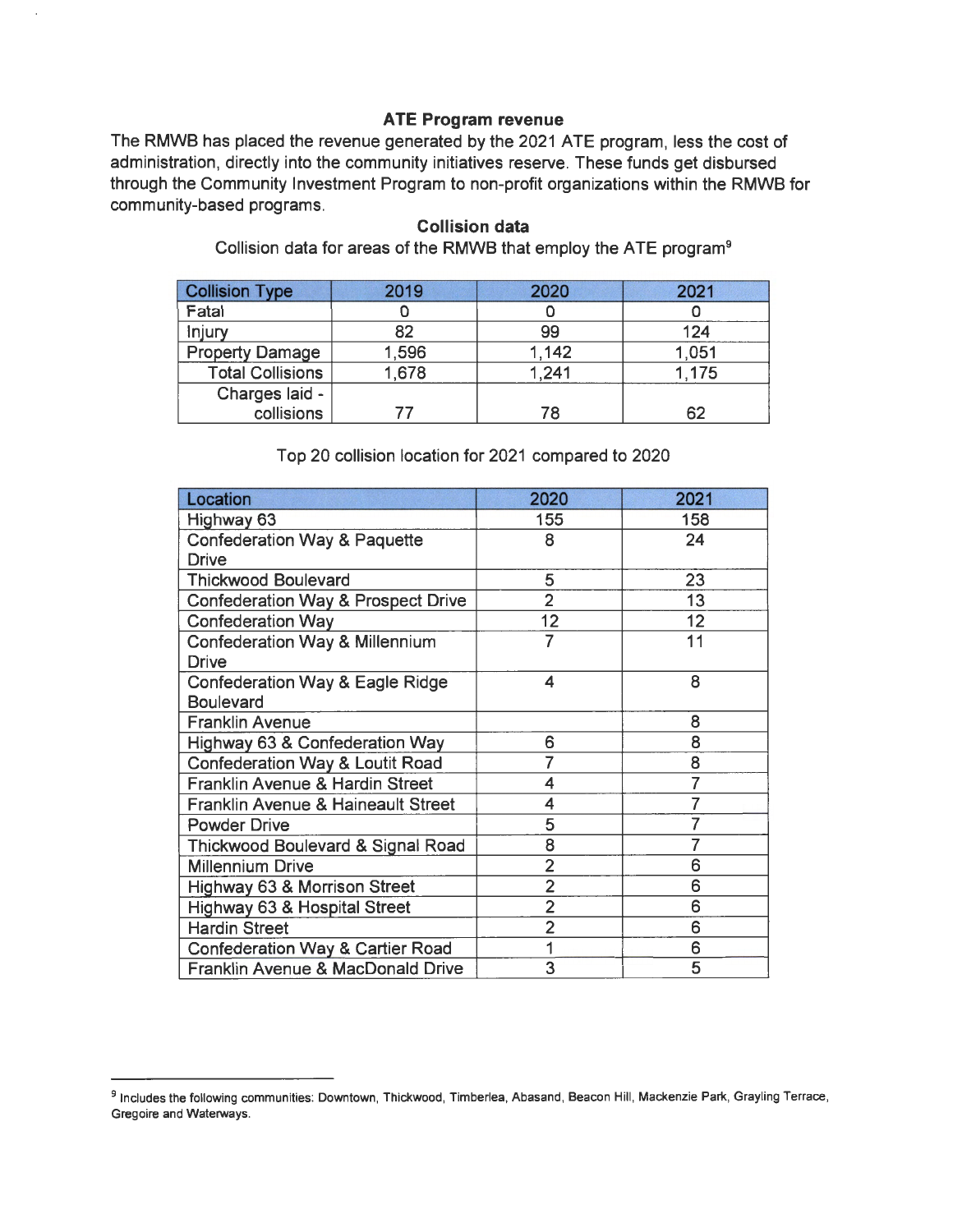### ATE Program revenue

The RMWB has placed the revenue generated by the 2021 ATE program, less the cost of administration, directly into the community initiatives reserve. These funds get disbursed through the Community Investment Program to non-profit organizations within the RMWB for community-based programs.

### Collision data

Collision data for areas of the RMWB that employ the ATE program[9]

| Collision Type | 2019 | 2020 | 2021 |
|---|---|---|---|
| Fatal | 0 | 0 | 0 |
| Injury | 82 | 99 | 124 |
| Property Damage | 1,596 | 1,142 | 1,051 |
| Total Collisions | 1,678 | 1,241 | 1,175 |
| Charges laid - collisions | 77 | 78 | 62 |

Top 20 collision location for 2021 compared to 2020

| Location | 2020 | 2021 |
|---|---|---|
| Highway 63 | 155 | 158 |
| Confederation Way & Paquette Drive | 8 | 24 |
| Thickwood Boulevard | 5 | 23 |
| Confederation Way & Prospect Drive | 2 | 13 |
| Confederation Way | 12 | 12 |
| Confederation Way & Millennium Drive | 7 | 11 |
| Confederation Way & Eagle Ridge Boulevard | 4 | 8 |
| Franklin Avenue | | 8 |
| Highway 63 & Confederation Way | 6 | 8 |
| Confederation Way & Loutit Road | 7 | 8 |
| Franklin Avenue & Hardin Street | 4 | 7 |
| Franklin Avenue & Haineault Street | 4 | 7 |
| Powder Drive | 5 | 7 |
| Thickwood Boulevard & Signal Road | 8 | 7 |
| Millennium Drive | 2 | 6 |
| Highway 63 & Morrison Street | 2 | 6 |
| Highway 63 & Hospital Street | 2 | 6 |
| Hardin Street | 2 | 6 |
| Confederation Way & Cartier Road | 1 | 6 |
| Franklin Avenue & MacDonald Drive | 3 | 5 |

[9] Includes the following communities: Downtown, Thickwood, Timberlea, Abasand, Beacon Hill, Mackenzie Park, Grayling Terrace, Gregoire and Waterways.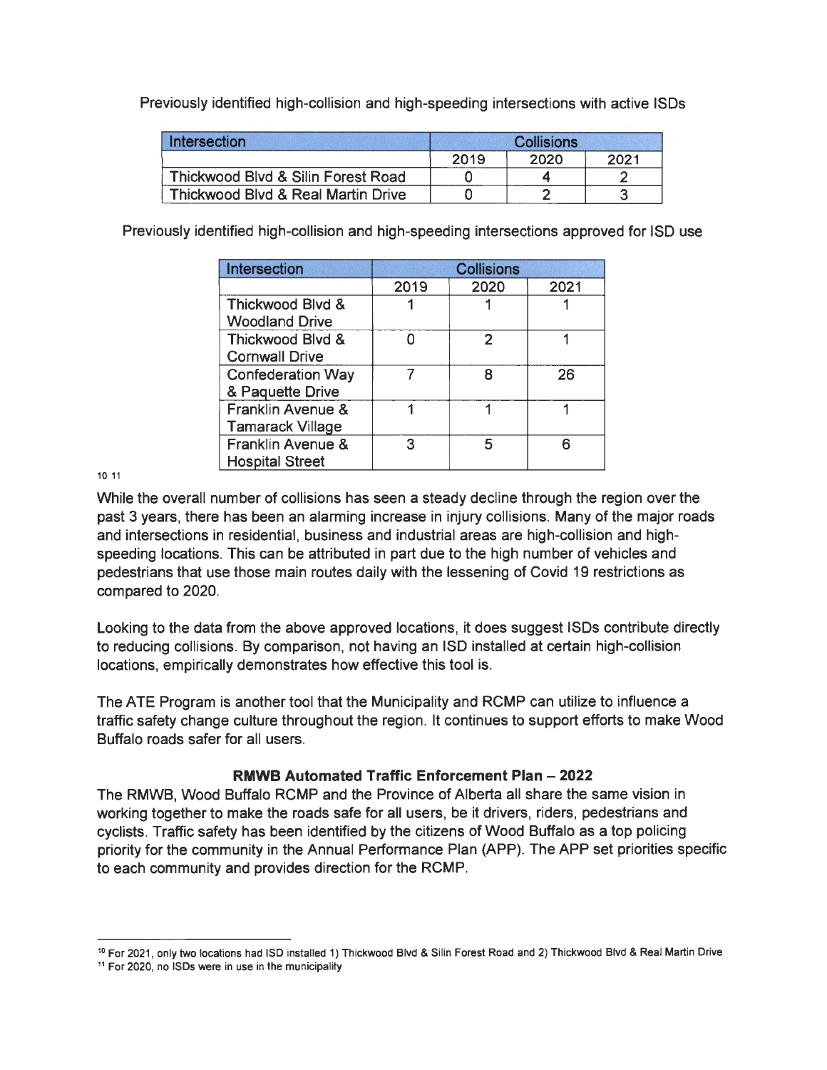Previously identified high-collision and high-speeding intersections with active ISDs

| Intersection | Collisions | | |
|---|---|---|---|
| | 2019 | 2020 | 2021 |
| Thickwood Blvd & Silin Forest Road | 0 | 4 | 2 |
| Thickwood Blvd & Real Martin Drive | 0 | 2 | 3 |

Previously identified high-collision and high-speeding intersections approved for ISD use

| Intersection | Collisions | | |
|---|---|---|---|
| | 2019 | 2020 | 2021 |
| Thickwood Blvd & Woodland Drive | 1 | 1 | 1 |
| Thickwood Blvd & Cornwall Drive | 0 | 2 | 1 |
| Confederation Way & Paquette Drive | 7 | 8 | 26 |
| Franklin Avenue & Tamarack Village | 1 | 1 | 1 |
| Franklin Avenue & Hospital Street | 3 | 5 | 6 |

[10] [11]

While the overall number of collisions has seen a steady decline through the region over the past 3 years, there has been an alarming increase in injury collisions. Many of the major roads and intersections in residential, business and industrial areas are high-collision and high-speeding locations. This can be attributed in part due to the high number of vehicles and pedestrians that use those main routes daily with the lessening of Covid 19 restrictions as compared to 2020.

Looking to the data from the above approved locations, it does suggest ISDs contribute directly to reducing collisions. By comparison, not having an ISD installed at certain high-collision locations, empirically demonstrates how effective this tool is.

The ATE Program is another tool that the Municipality and RCMP can utilize to influence a traffic safety change culture throughout the region. It continues to support efforts to make Wood Buffalo roads safer for all users.

**RMWB Automated Traffic Enforcement Plan – 2022**

The RMWB, Wood Buffalo RCMP and the Province of Alberta all share the same vision in working together to make the roads safe for all users, be it drivers, riders, pedestrians and cyclists. Traffic safety has been identified by the citizens of Wood Buffalo as a top policing priority for the community in the Annual Performance Plan (APP). The APP set priorities specific to each community and provides direction for the RCMP.

---

[10] For 2021, only two locations had ISD installed 1) Thickwood Blvd & Silin Forest Road and 2) Thickwood Blvd & Real Martin Drive

[11] For 2020, no ISDs were in use in the municipality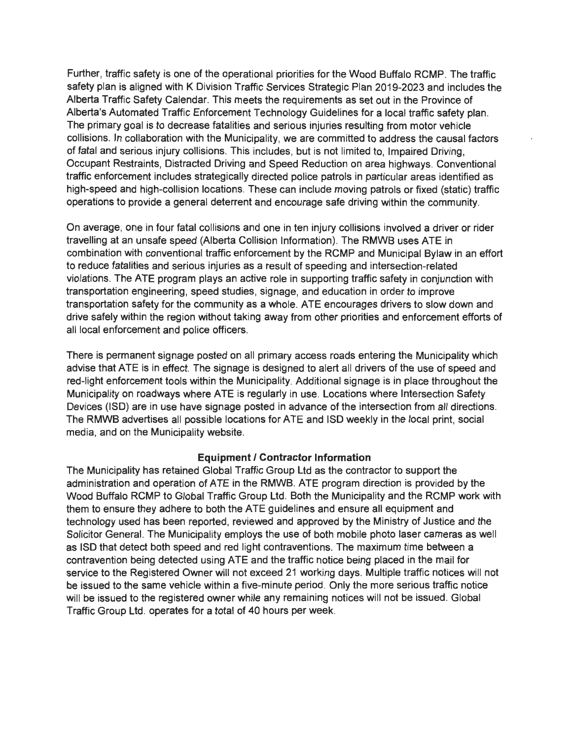Further, traffic safety is one of the operational priorities for the Wood Buffalo RCMP. The traffic safety plan is aligned with K Division Traffic Services Strategic Plan 2019-2023 and includes the Alberta Traffic Safety Calendar. This meets the requirements as set out in the Province of Alberta's Automated Traffic Enforcement Technology Guidelines for a local traffic safety plan. The primary goal is to decrease fatalities and serious injuries resulting from motor vehicle collisions. In collaboration with the Municipality, we are committed to address the causal factors of fatal and serious injury collisions. This includes, but is not limited to, Impaired Driving, Occupant Restraints, Distracted Driving and Speed Reduction on area highways. Conventional traffic enforcement includes strategically directed police patrols in particular areas identified as high-speed and high-collision locations. These can include moving patrols or fixed (static) traffic operations to provide a general deterrent and encourage safe driving within the community.

On average, one in four fatal collisions and one in ten injury collisions involved a driver or rider travelling at an unsafe speed (Alberta Collision Information). The RMWB uses ATE in combination with conventional traffic enforcement by the RCMP and Municipal Bylaw in an effort to reduce fatalities and serious injuries as a result of speeding and intersection-related violations. The ATE program plays an active role in supporting traffic safety in conjunction with transportation engineering, speed studies, signage, and education in order to improve transportation safety for the community as a whole. ATE encourages drivers to slow down and drive safely within the region without taking away from other priorities and enforcement efforts of all local enforcement and police officers.

There is permanent signage posted on all primary access roads entering the Municipality which advise that ATE is in effect. The signage is designed to alert all drivers of the use of speed and red-light enforcement tools within the Municipality. Additional signage is in place throughout the Municipality on roadways where ATE is regularly in use. Locations where Intersection Safety Devices (ISD) are in use have signage posted in advance of the intersection from *all* directions. The RMWB advertises all possible locations for ATE and ISD weekly in the local print, social media, and on the Municipality website.

**Equipment / Contractor Information**

The Municipality has retained Global Traffic Group Ltd as the contractor to support the administration and operation of ATE in the RMWB. ATE program direction is provided by the Wood Buffalo RCMP to Global Traffic Group Ltd. Both the Municipality and the RCMP work with them to ensure they adhere to both the ATE guidelines and ensure all equipment and technology used has been reported, reviewed and approved by the Ministry of Justice and the Solicitor General. The Municipality employs the use of both mobile photo laser cameras as well as ISD that detect both speed and red light contraventions. The maximum time between a contravention being detected using ATE and the traffic notice being placed in the mail for service to the Registered Owner will not exceed 21 working days. Multiple traffic notices will not be issued to the same vehicle within a five-minute period. Only the more serious traffic notice will be issued to the registered owner while any remaining notices will not be issued. Global Traffic Group Ltd. operates for a total of 40 hours per week.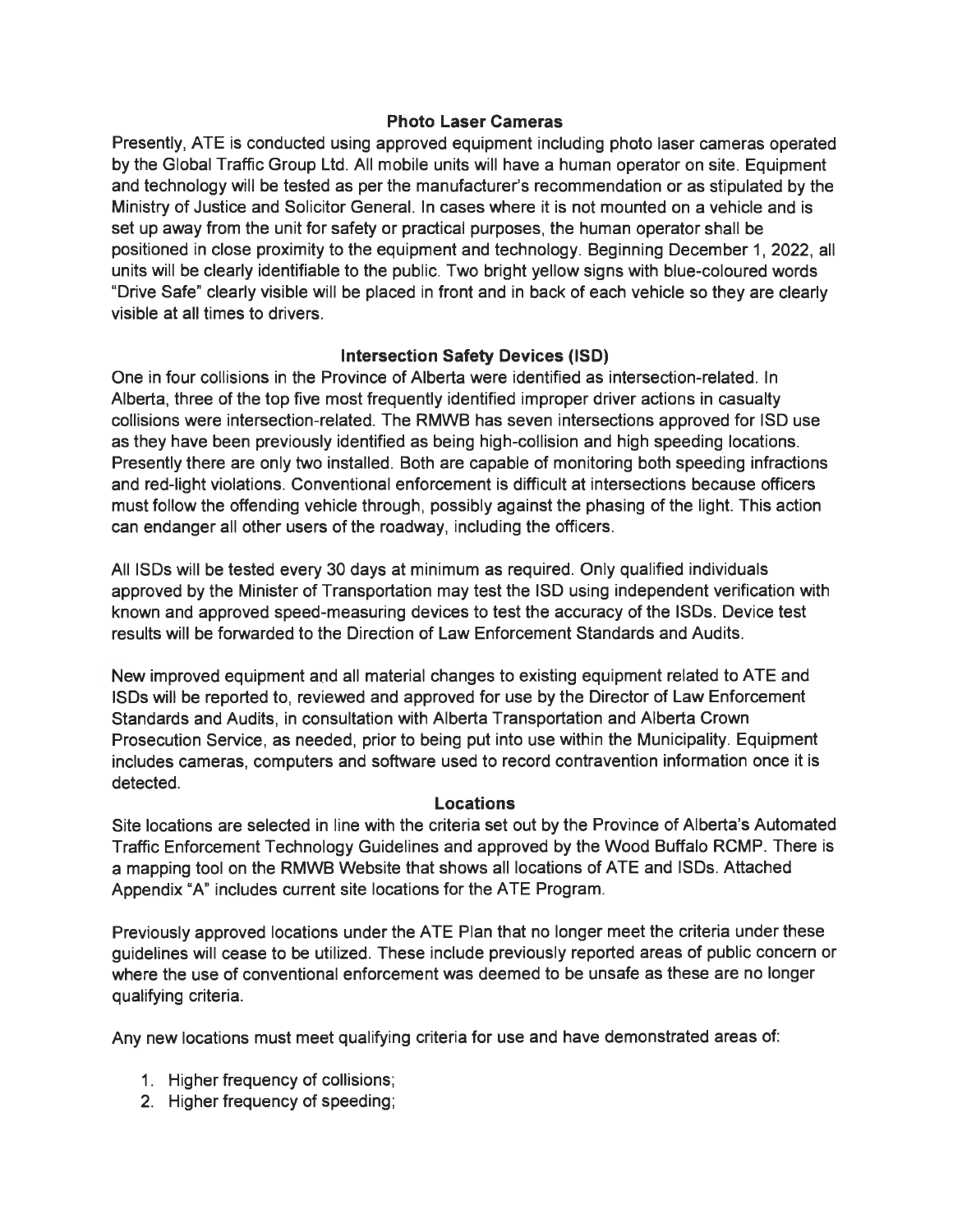### Photo Laser Cameras

Presently, ATE is conducted using approved equipment including photo laser cameras operated by the Global Traffic Group Ltd. All mobile units will have a human operator on site. Equipment and technology will be tested as per the manufacturer's recommendation or as stipulated by the Ministry of Justice and Solicitor General. In cases where it is not mounted on a vehicle and is set up away from the unit for safety or practical purposes, the human operator shall be positioned in close proximity to the equipment and technology. Beginning December 1, 2022, all units will be clearly identifiable to the public. Two bright yellow signs with blue-coloured words "Drive Safe" clearly visible will be placed in front and in back of each vehicle so they are clearly visible at all times to drivers.

### Intersection Safety Devices (ISD)

One in four collisions in the Province of Alberta were identified as intersection-related. In Alberta, three of the top five most frequently identified improper driver actions in casualty collisions were intersection-related. The RMWB has seven intersections approved for ISD use as they have been previously identified as being high-collision and high speeding locations. Presently there are only two installed. Both are capable of monitoring both speeding infractions and red-light violations. Conventional enforcement is difficult at intersections because officers must follow the offending vehicle through, possibly against the phasing of the light. This action can endanger all other users of the roadway, including the officers.

All ISDs will be tested every 30 days at minimum as required. Only qualified individuals approved by the Minister of Transportation may test the ISD using independent verification with known and approved speed-measuring devices to test the accuracy of the ISDs. Device test results will be forwarded to the Direction of Law Enforcement Standards and Audits.

New improved equipment and all material changes to existing equipment related to ATE and ISDs will be reported to, reviewed and approved for use by the Director of Law Enforcement Standards and Audits, in consultation with Alberta Transportation and Alberta Crown Prosecution Service, as needed, prior to being put into use within the Municipality. Equipment includes cameras, computers and software used to record contravention information once it is detected.

### Locations

Site locations are selected in line with the criteria set out by the Province of Alberta's Automated Traffic Enforcement Technology Guidelines and approved by the Wood Buffalo RCMP. There is a mapping tool on the RMWB Website that shows all locations of ATE and ISDs. Attached Appendix "A" includes current site locations for the ATE Program.

Previously approved locations under the ATE Plan that no longer meet the criteria under these guidelines will cease to be utilized. These include previously reported areas of public concern or where the use of conventional enforcement was deemed to be unsafe as these are no longer qualifying criteria.

Any new locations must meet qualifying criteria for use and have demonstrated areas of:

1. Higher frequency of collisions;
2. Higher frequency of speeding;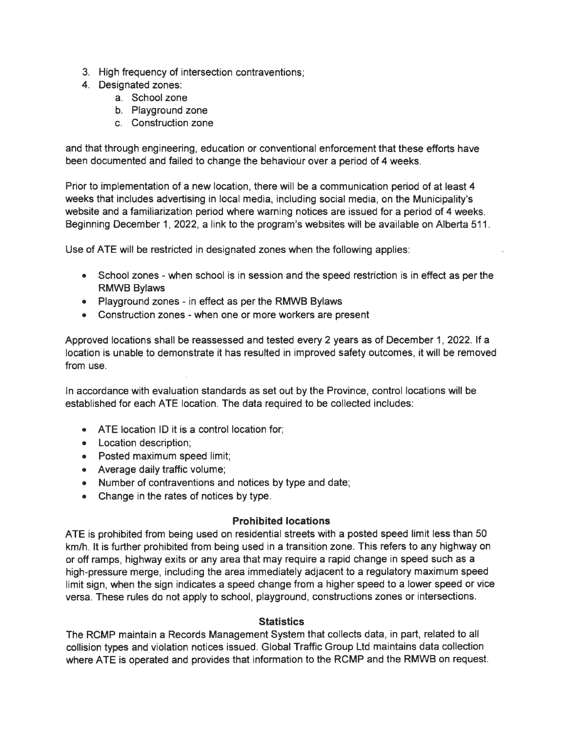3. High frequency of intersection contraventions;
4. Designated zones:
    a. School zone
    b. Playground zone
    c. Construction zone

and that through engineering, education or conventional enforcement that these efforts have been documented and failed to change the behaviour over a period of 4 weeks.

Prior to implementation of a new location, there will be a communication period of at least 4 weeks that includes advertising in local media, including social media, on the Municipality's website and a familiarization period where warning notices are issued for a period of 4 weeks. Beginning December 1, 2022, a link to the program's websites will be available on Alberta 511.

Use of ATE will be restricted in designated zones when the following applies:

- School zones - when school is in session and the speed restriction is in effect as per the RMWB Bylaws
- Playground zones - in effect as per the RMWB Bylaws
- Construction zones - when one or more workers are present

Approved locations shall be reassessed and tested every 2 years as of December 1, 2022. If a location is unable to demonstrate it has resulted in improved safety outcomes, it will be removed from use.

In accordance with evaluation standards as set out by the Province, control locations will be established for each ATE location. The data required to be collected includes:

- ATE location ID it is a control location for;
- Location description;
- Posted maximum speed limit;
- Average daily traffic volume;
- Number of contraventions and notices by type and date;
- Change in the rates of notices by type.

**Prohibited locations**

ATE is prohibited from being used on residential streets with a posted speed limit less than 50 km/h. It is further prohibited from being used in a transition zone. This refers to any highway on or off ramps, highway exits or any area that may require a rapid change in speed such as a high-pressure merge, including the area immediately adjacent to a regulatory maximum speed limit sign, when the sign indicates a speed change from a higher speed to a lower speed or vice versa. These rules do not apply to school, playground, constructions zones or intersections.

**Statistics**

The RCMP maintain a Records Management System that collects data, in part, related to all collision types and violation notices issued. Global Traffic Group Ltd maintains data collection where ATE is operated and provides that information to the RCMP and the RMWB on request.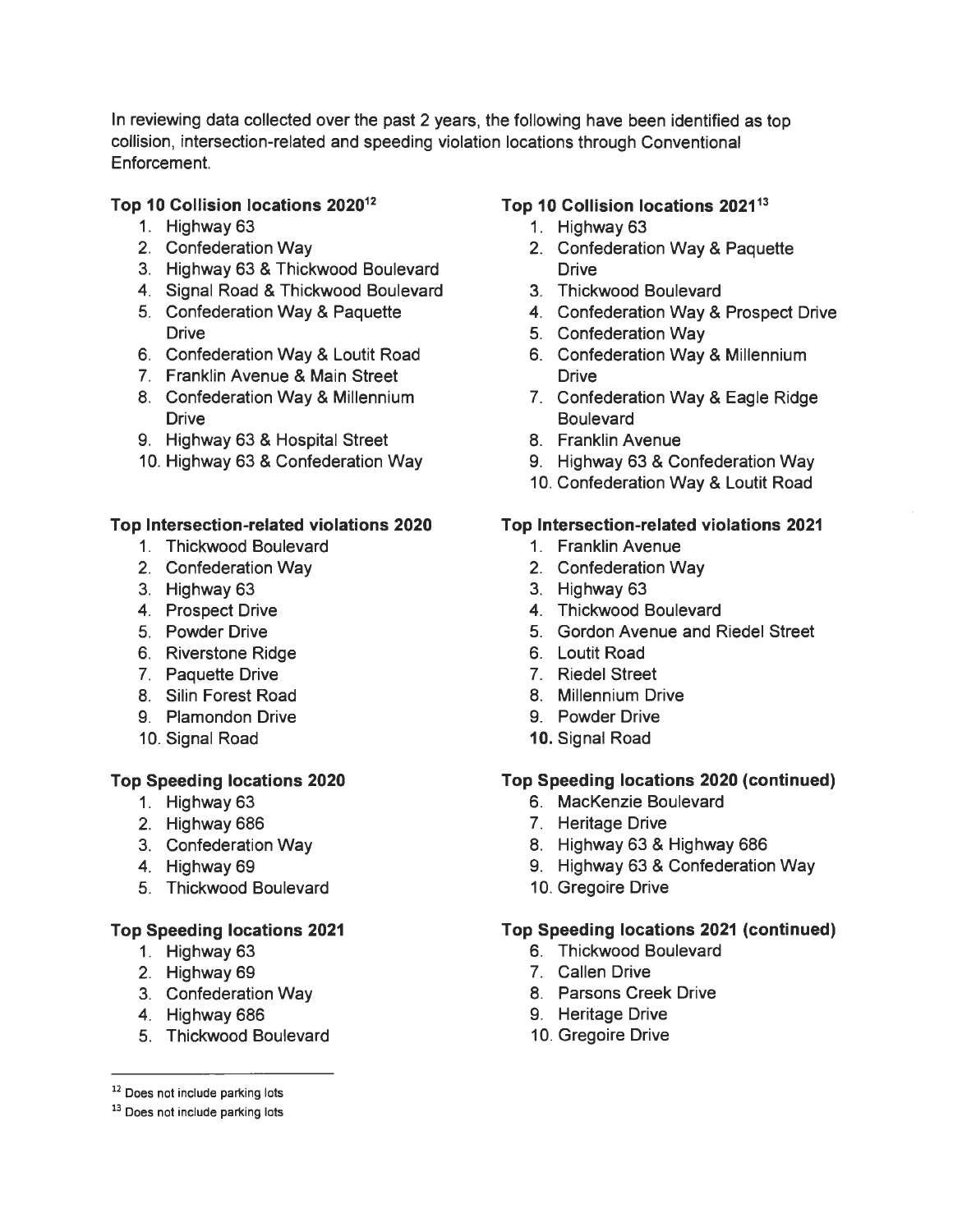In reviewing data collected over the past 2 years, the following have been identified as top collision, intersection-related and speeding violation locations through Conventional Enforcement.

**Top 10 Collision locations 2020**[12]

1. Highway 63
2. Confederation Way
3. Highway 63 & Thickwood Boulevard
4. Signal Road & Thickwood Boulevard
5. Confederation Way & Paquette Drive
6. Confederation Way & Loutit Road
7. Franklin Avenue & Main Street
8. Confederation Way & Millennium Drive
9. Highway 63 & Hospital Street
10. Highway 63 & Confederation Way

**Top 10 Collision locations 2021**[13]

1. Highway 63
2. Confederation Way & Paquette Drive
3. Thickwood Boulevard
4. Confederation Way & Prospect Drive
5. Confederation Way
6. Confederation Way & Millennium Drive
7. Confederation Way & Eagle Ridge Boulevard
8. Franklin Avenue
9. Highway 63 & Confederation Way
10. Confederation Way & Loutit Road

**Top Intersection-related violations 2020**

1. Thickwood Boulevard
2. Confederation Way
3. Highway 63
4. Prospect Drive
5. Powder Drive
6. Riverstone Ridge
7. Paquette Drive
8. Silin Forest Road
9. Plamondon Drive
10. Signal Road

**Top Intersection-related violations 2021**

1. Franklin Avenue
2. Confederation Way
3. Highway 63
4. Thickwood Boulevard
5. Gordon Avenue and Riedel Street
6. Loutit Road
7. Riedel Street
8. Millennium Drive
9. Powder Drive
10. Signal Road

**Top Speeding locations 2020**

1. Highway 63
2. Highway 686
3. Confederation Way
4. Highway 69
5. Thickwood Boulevard

**Top Speeding locations 2020 (continued)**

6. MacKenzie Boulevard
7. Heritage Drive
8. Highway 63 & Highway 686
9. Highway 63 & Confederation Way
10. Gregoire Drive

**Top Speeding locations 2021**

1. Highway 63
2. Highway 69
3. Confederation Way
4. Highway 686
5. Thickwood Boulevard

**Top Speeding locations 2021 (continued)**

6. Thickwood Boulevard
7. Callen Drive
8. Parsons Creek Drive
9. Heritage Drive
10. Gregoire Drive

---

[12] Does not include parking lots

[13] Does not include parking lots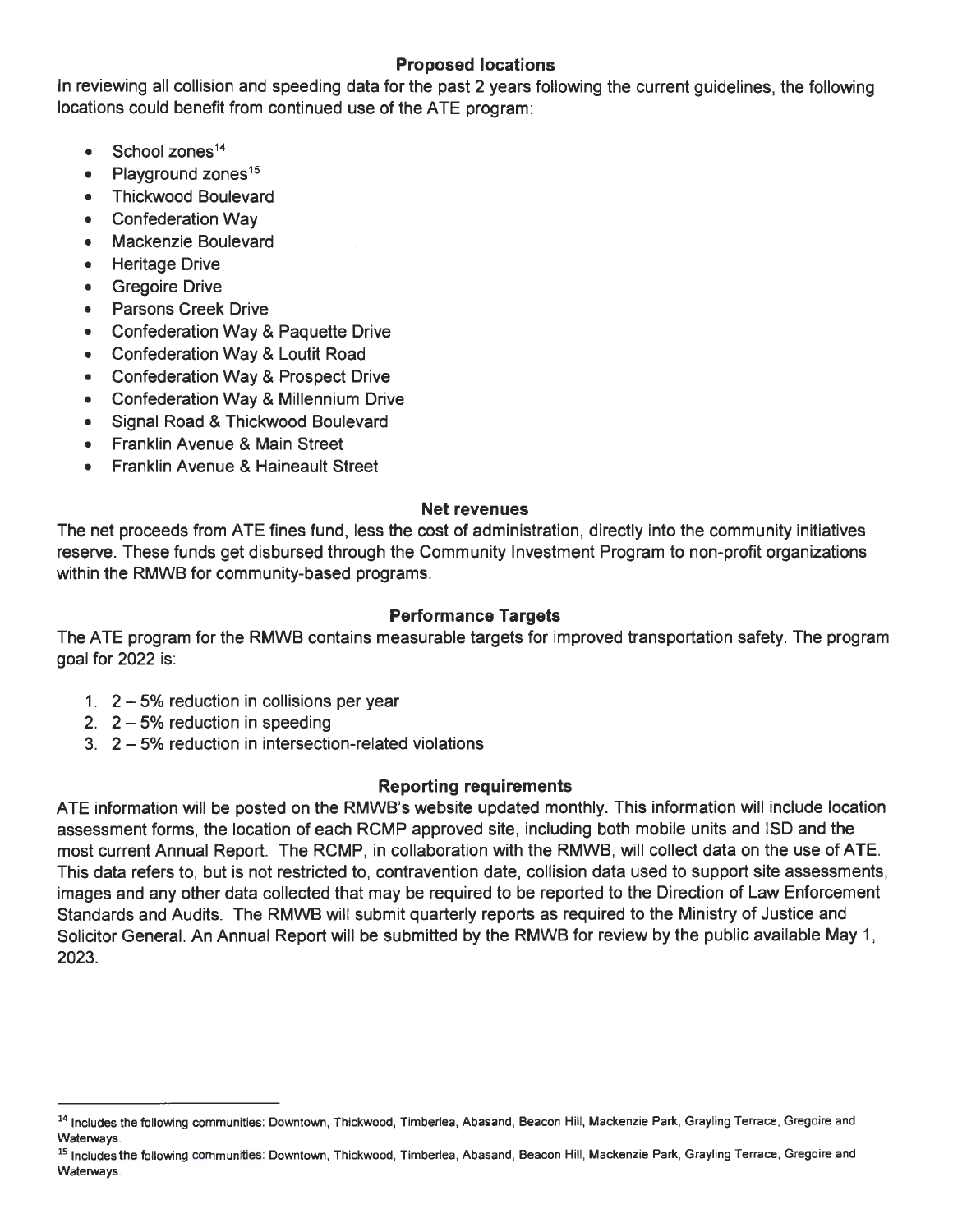## Proposed locations

In reviewing all collision and speeding data for the past 2 years following the current guidelines, the following locations could benefit from continued use of the ATE program:

- School zones[14]
- Playground zones[15]
- Thickwood Boulevard
- Confederation Way
- Mackenzie Boulevard
- Heritage Drive
- Gregoire Drive
- Parsons Creek Drive
- Confederation Way & Paquette Drive
- Confederation Way & Loutit Road
- Confederation Way & Prospect Drive
- Confederation Way & Millennium Drive
- Signal Road & Thickwood Boulevard
- Franklin Avenue & Main Street
- Franklin Avenue & Haineault Street

## Net revenues

The net proceeds from ATE fines fund, less the cost of administration, directly into the community initiatives reserve. These funds get disbursed through the Community Investment Program to non-profit organizations within the RMWB for community-based programs.

## Performance Targets

The ATE program for the RMWB contains measurable targets for improved transportation safety. The program goal for 2022 is:

1. 2 – 5% reduction in collisions per year
2. 2 – 5% reduction in speeding
3. 2 – 5% reduction in intersection-related violations

## Reporting requirements

ATE information will be posted on the RMWB's website updated monthly. This information will include location assessment forms, the location of each RCMP approved site, including both mobile units and ISD and the most current Annual Report. The RCMP, in collaboration with the RMWB, will collect data on the use of ATE. This data refers to, but is not restricted to, contravention date, collision data used to support site assessments, images and any other data collected that may be required to be reported to the Direction of Law Enforcement Standards and Audits. The RMWB will submit quarterly reports as required to the Ministry of Justice and Solicitor General. An Annual Report will be submitted by the RMWB for review by the public available May 1, 2023.

---

[14] Includes the following communities: Downtown, Thickwood, Timberlea, Abasand, Beacon Hill, Mackenzie Park, Grayling Terrace, Gregoire and Waterways.

[15] Includes the following communities: Downtown, Thickwood, Timberlea, Abasand, Beacon Hill, Mackenzie Park, Grayling Terrace, Gregoire and Waterways.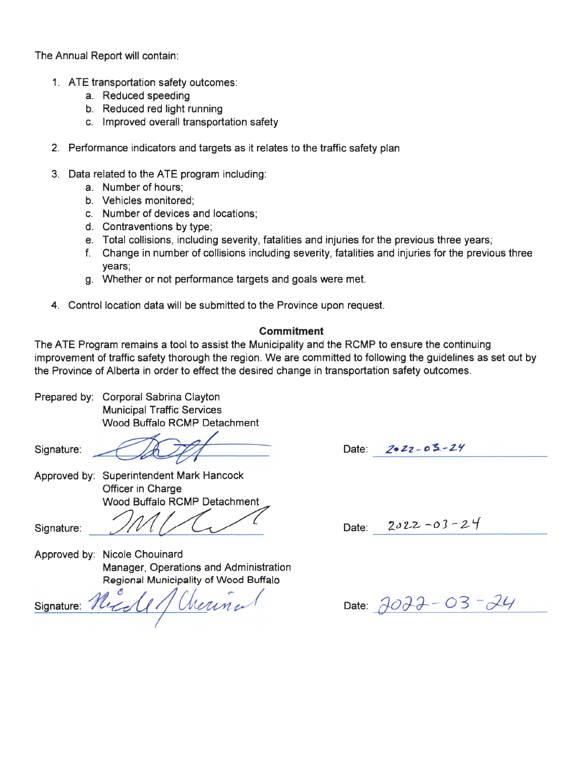The Annual Report will contain:

1. ATE transportation safety outcomes:
    a. Reduced speeding
    b. Reduced red light running
    c. Improved overall transportation safety

2. Performance indicators and targets as it relates to the traffic safety plan

3. Data related to the ATE program including:
    a. Number of hours;
    b. Vehicles monitored;
    c. Number of devices and locations;
    d. Contraventions by type;
    e. Total collisions, including severity, fatalities and injuries for the previous three years;
    f. Change in number of collisions including severity, fatalities and injuries for the previous three years;
    g. Whether or not performance targets and goals were met.

4. Control location data will be submitted to the Province upon request.

**Commitment**

The ATE Program remains a tool to assist the Municipality and the RCMP to ensure the continuing improvement of traffic safety thorough the region. We are committed to following the guidelines as set out by the Province of Alberta in order to effect the desired change in transportation safety outcomes.

Prepared by: Corporal Sabrina Clayton
Municipal Traffic Services
Wood Buffalo RCMP Detachment

Signature: [signature] Date: 2022-03-24

Approved by: Superintendent Mark Hancock
Officer in Charge
Wood Buffalo RCMP Detachment

Signature: [signature] Date: 2022-03-24

Approved by: Nicole Chouinard
Manager, Operations and Administration
Regional Municipality of Wood Buffalo

Signature: [signature] Date: 2022-03-24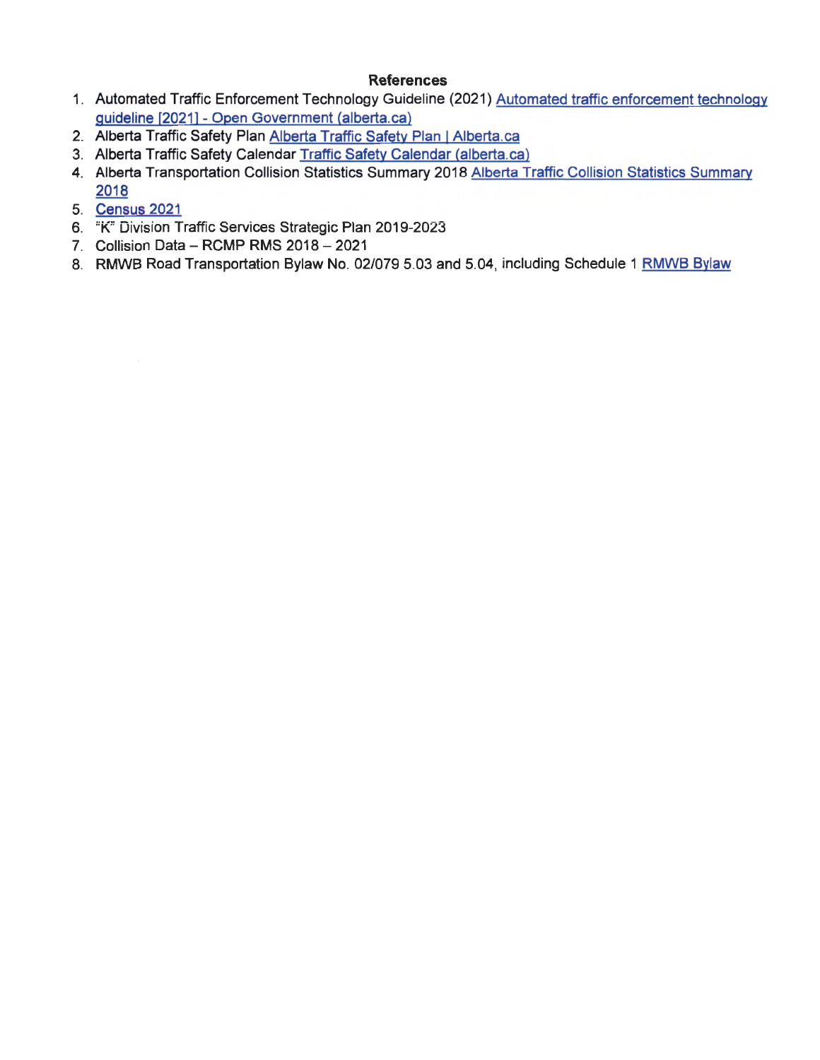## References

1. Automated Traffic Enforcement Technology Guideline (2021) Automated traffic enforcement technology guideline [2021] - Open Government (alberta.ca)
2. Alberta Traffic Safety Plan Alberta Traffic Safety Plan | Alberta.ca
3. Alberta Traffic Safety Calendar Traffic Safety Calendar (alberta.ca)
4. Alberta Transportation Collision Statistics Summary 2018 Alberta Traffic Collision Statistics Summary 2018
5. Census 2021
6. "K" Division Traffic Services Strategic Plan 2019-2023
7. Collision Data – RCMP RMS 2018 – 2021
8. RMWB Road Transportation Bylaw No. 02/079 5.03 and 5.04, including Schedule 1 RMWB Bylaw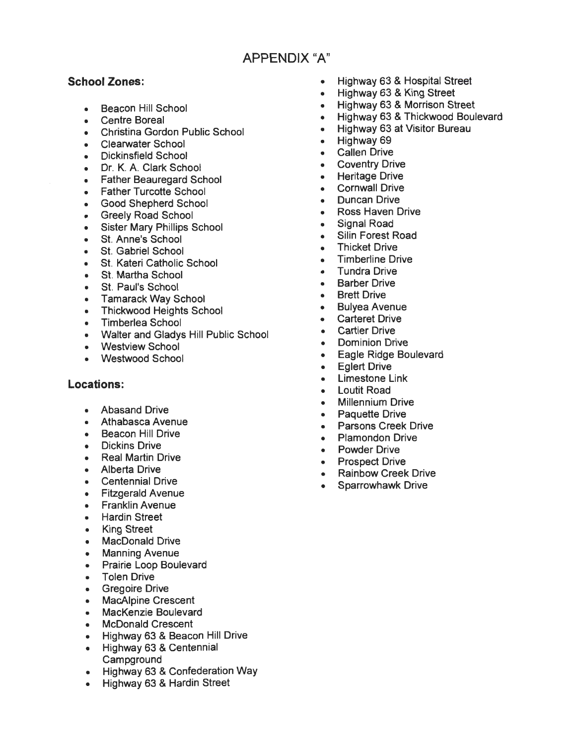# APPENDIX "A"

**School Zones:**

- Beacon Hill School
- Centre Boreal
- Christina Gordon Public School
- Clearwater School
- Dickinsfield School
- Dr. K. A. Clark School
- Father Beauregard School
- Father Turcotte School
- Good Shepherd School
- Greely Road School
- Sister Mary Phillips School
- St. Anne's School
- St. Gabriel School
- St. Kateri Catholic School
- St. Martha School
- St. Paul's School
- Tamarack Way School
- Thickwood Heights School
- Timberlea School
- Walter and Gladys Hill Public School
- Westview School
- Westwood School

**Locations:**

- Abasand Drive
- Athabasca Avenue
- Beacon Hill Drive
- Dickins Drive
- Real Martin Drive
- Alberta Drive
- Centennial Drive
- Fitzgerald Avenue
- Franklin Avenue
- Hardin Street
- King Street
- MacDonald Drive
- Manning Avenue
- Prairie Loop Boulevard
- Tolen Drive
- Gregoire Drive
- MacAlpine Crescent
- MacKenzie Boulevard
- McDonald Crescent
- Highway 63 & Beacon Hill Drive
- Highway 63 & Centennial Campground
- Highway 63 & Confederation Way
- Highway 63 & Hardin Street
- Highway 63 & Hospital Street
- Highway 63 & King Street
- Highway 63 & Morrison Street
- Highway 63 & Thickwood Boulevard
- Highway 63 at Visitor Bureau
- Highway 69
- Callen Drive
- Coventry Drive
- Heritage Drive
- Cornwall Drive
- Duncan Drive
- Ross Haven Drive
- Signal Road
- Silin Forest Road
- Thicket Drive
- Timberline Drive
- Tundra Drive
- Barber Drive
- Brett Drive
- Bulyea Avenue
- Carteret Drive
- Cartier Drive
- Dominion Drive
- Eagle Ridge Boulevard
- Eglert Drive
- Limestone Link
- Loutit Road
- Millennium Drive
- Paquette Drive
- Parsons Creek Drive
- Plamondon Drive
- Powder Drive
- Prospect Drive
- Rainbow Creek Drive
- Sparrowhawk Drive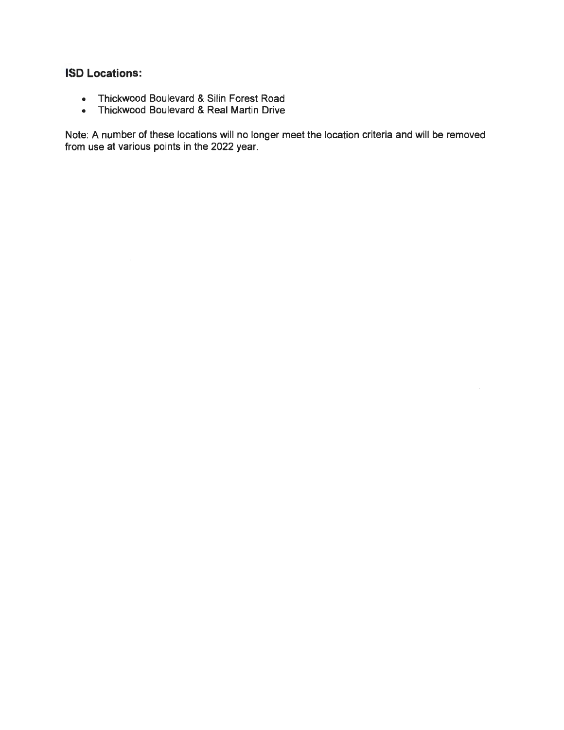## ISD Locations:

- Thickwood Boulevard & Silin Forest Road
- Thickwood Boulevard & Real Martin Drive

Note: A number of these locations will no longer meet the location criteria and will be removed from use at various points in the 2022 year.